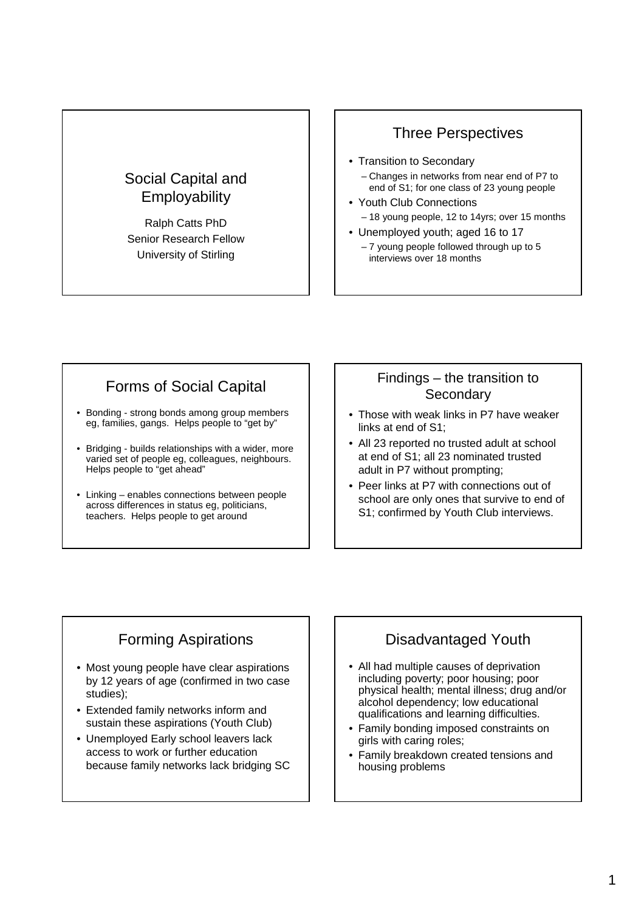# Social Capital and Employability

Ralph Catts PhD
Senior Research Fellow
University of Stirling

## Three Perspectives

- Transition to Secondary
  - Changes in networks from near end of P7 to end of S1; for one class of 23 young people
- Youth Club Connections
  - 18 young people, 12 to 14yrs; over 15 months
- Unemployed youth; aged 16 to 17
  - 7 young people followed through up to 5 interviews over 18 months

## Forms of Social Capital

- Bonding - strong bonds among group members eg, families, gangs. Helps people to "get by"
- Bridging - builds relationships with a wider, more varied set of people eg, colleagues, neighbours. Helps people to "get ahead"
- Linking – enables connections between people across differences in status eg, politicians, teachers. Helps people to get around

## Findings – the transition to Secondary

- Those with weak links in P7 have weaker links at end of S1;
- All 23 reported no trusted adult at school at end of S1; all 23 nominated trusted adult in P7 without prompting;
- Peer links at P7 with connections out of school are only ones that survive to end of S1; confirmed by Youth Club interviews.

## Forming Aspirations

- Most young people have clear aspirations by 12 years of age (confirmed in two case studies);
- Extended family networks inform and sustain these aspirations (Youth Club)
- Unemployed Early school leavers lack access to work or further education because family networks lack bridging SC

## Disadvantaged Youth

- All had multiple causes of deprivation including poverty; poor housing; poor physical health; mental illness; drug and/or alcohol dependency; low educational qualifications and learning difficulties.
- Family bonding imposed constraints on girls with caring roles;
- Family breakdown created tensions and housing problems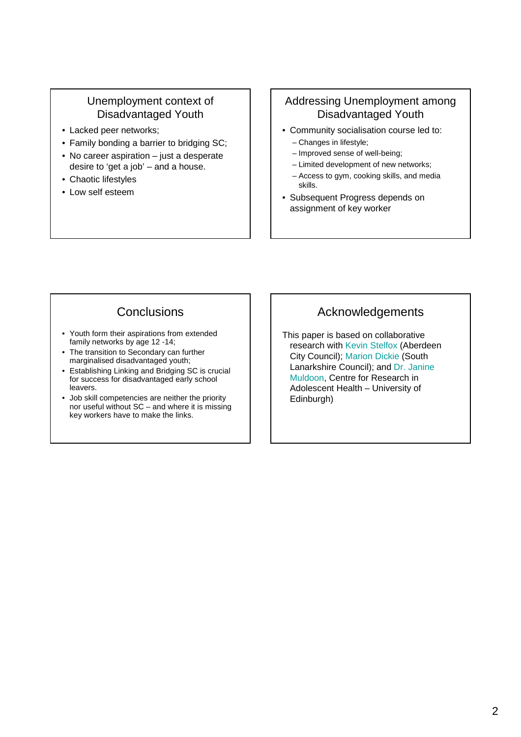## Unemployment context of Disadvantaged Youth

- Lacked peer networks;
- Family bonding a barrier to bridging SC;
- No career aspiration – just a desperate desire to 'get a job' – and a house.
- Chaotic lifestyles
- Low self esteem

## Addressing Unemployment among Disadvantaged Youth

- Community socialisation course led to:
  - Changes in lifestyle;
  - Improved sense of well-being;
  - Limited development of new networks;
  - Access to gym, cooking skills, and media skills.
- Subsequent Progress depends on assignment of key worker

## Conclusions

- Youth form their aspirations from extended family networks by age 12 -14;
- The transition to Secondary can further marginalised disadvantaged youth;
- Establishing Linking and Bridging SC is crucial for success for disadvantaged early school leavers.
- Job skill competencies are neither the priority nor useful without SC – and where it is missing key workers have to make the links.

## Acknowledgements

This paper is based on collaborative research with Kevin Stelfox (Aberdeen City Council); Marion Dickie (South Lanarkshire Council); and Dr. Janine Muldoon, Centre for Research in Adolescent Health – University of Edinburgh)